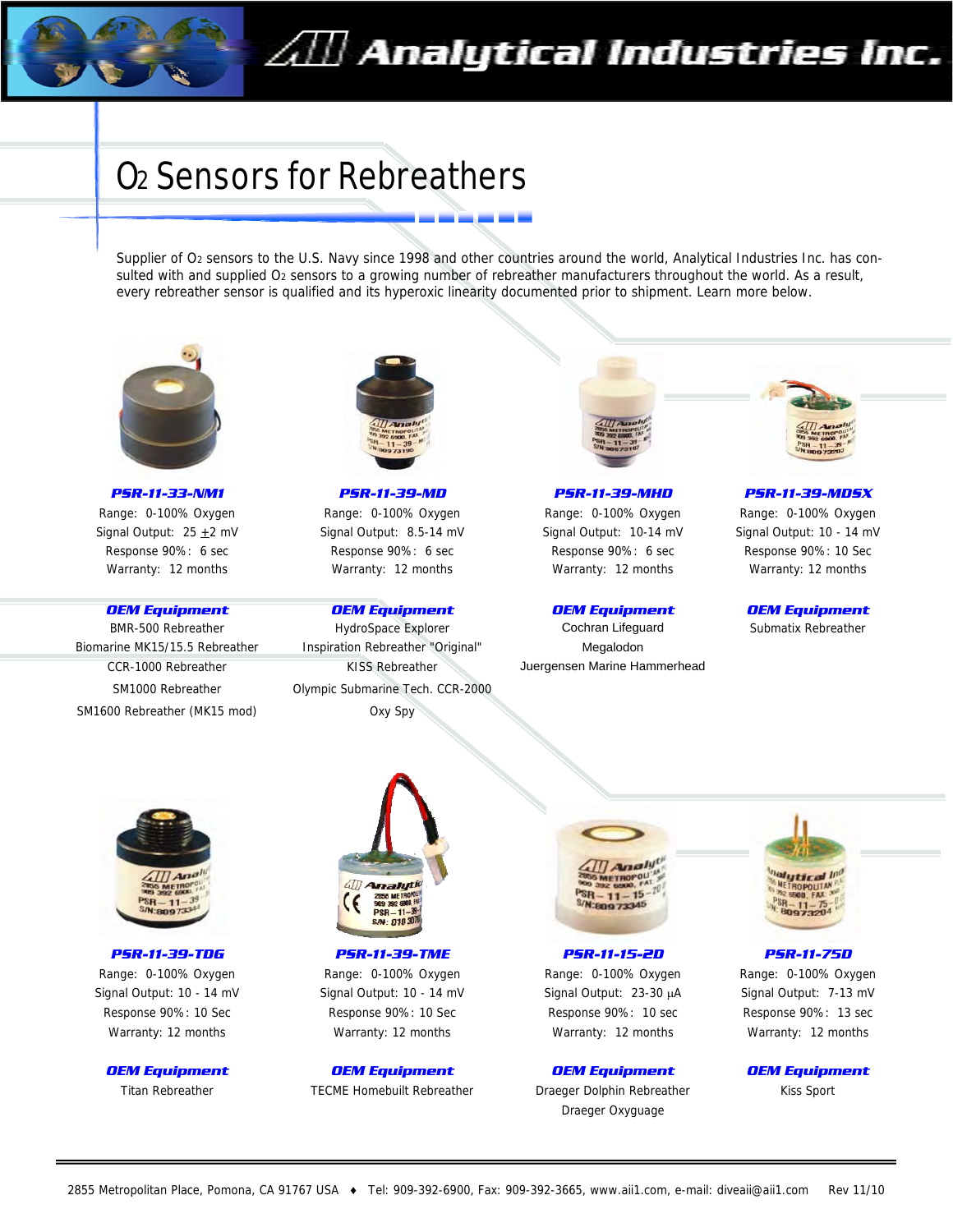# Analytical Industries Inc.

## $O_2$ Sensors for Rebreathers

Supplier of $O_2$ sensors to the U.S. Navy since 1998 and other countries around the world, Analytical Industries Inc. has consulted with and supplied $O_2$ sensors to a growing number of rebreather manufacturers throughout the world. As a result, every rebreather sensor is qualified and its hyperoxic linearity documented prior to shipment. Learn more below.

### PSR-11-33-NM1

Range: 0-100% Oxygen
Signal Output: 25 ±2 mV
Response 90%: 6 sec
Warranty: 12 months

**OEM Equipment**

BMR-500 Rebreather
Biomarine MK15/15.5 Rebreather
CCR-1000 Rebreather
SM1000 Rebreather
SM1600 Rebreather (MK15 mod)

### PSR-11-39-MD

Range: 0-100% Oxygen
Signal Output: 8.5-14 mV
Response 90%: 6 sec
Warranty: 12 months

**OEM Equipment**

HydroSpace Explorer
Inspiration Rebreather "Original"
KISS Rebreather
Olympic Submarine Tech. CCR-2000
Oxy Spy

### PSR-11-39-MHD

Range: 0-100% Oxygen
Signal Output: 10-14 mV
Response 90%: 6 sec
Warranty: 12 months

**OEM Equipment**

Cochran Lifeguard
Megalodon
Juergensen Marine Hammerhead

### PSR-11-39-MDSX

Range: 0-100% Oxygen
Signal Output: 10 - 14 mV
Response 90%: 10 Sec
Warranty: 12 months

**OEM Equipment**

Submatix Rebreather

### PSR-11-39-TDG

Range: 0-100% Oxygen
Signal Output: 10 - 14 mV
Response 90%: 10 Sec
Warranty: 12 months

**OEM Equipment**

Titan Rebreather

### PSR-11-39-TME

Range: 0-100% Oxygen
Signal Output: 10 - 14 mV
Response 90%: 10 Sec
Warranty: 12 months

**OEM Equipment**

TECME Homebuilt Rebreather

### PSR-11-15-2D

Range: 0-100% Oxygen
Signal Output: 23-30 µA
Response 90%: 10 sec
Warranty: 12 months

**OEM Equipment**

Draeger Dolphin Rebreather
Draeger Oxyguage

### PSR-11-75D

Range: 0-100% Oxygen
Signal Output: 7-13 mV
Response 90%: 13 sec
Warranty: 12 months

**OEM Equipment**

Kiss Sport

---

2855 Metropolitan Place, Pomona, CA 91767 USA ♦ Tel: 909-392-6900, Fax: 909-392-3665, www.aii1.com, e-mail: diveaii@aii1.com Rev 11/10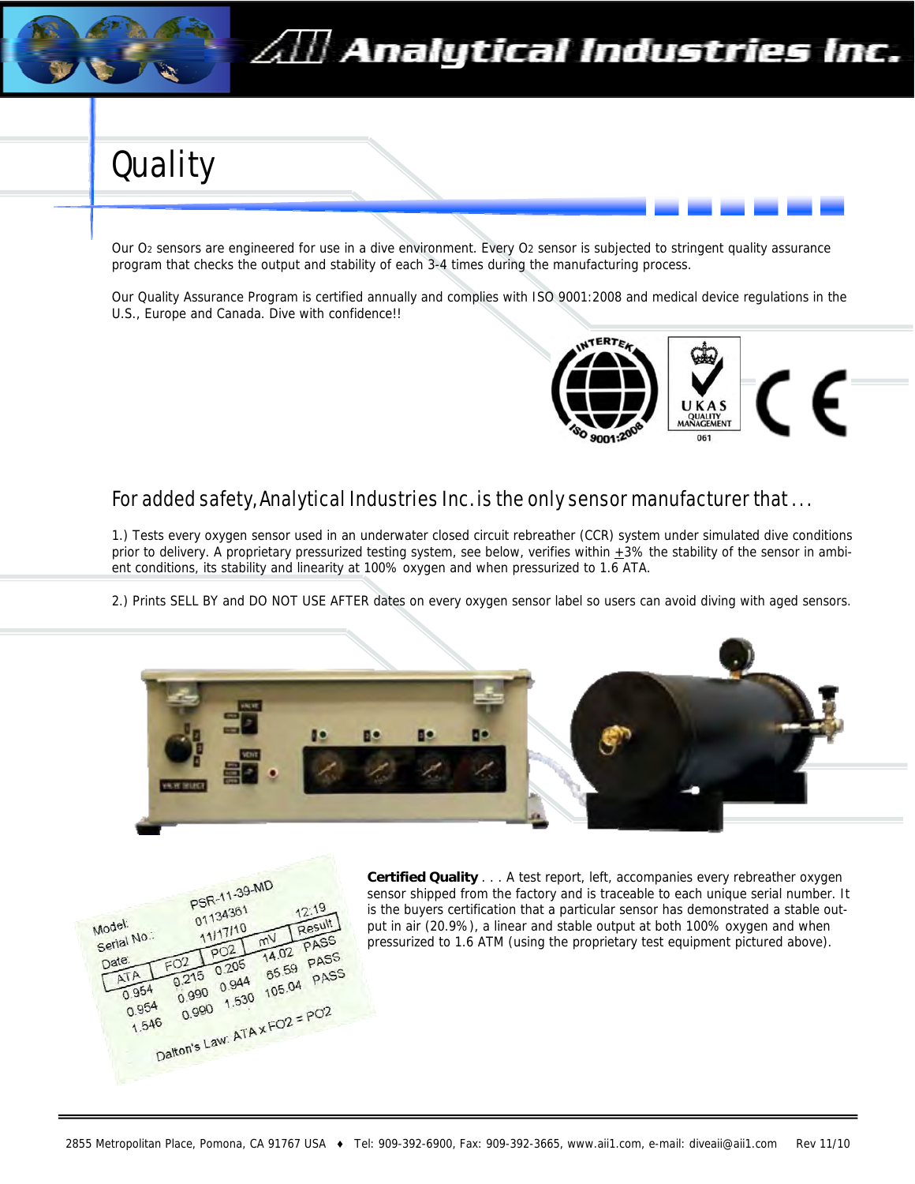# Quality

Our $O_2$ sensors are engineered for use in a dive environment. Every $O_2$ sensor is subjected to stringent quality assurance program that checks the output and stability of each 3-4 times during the manufacturing process.

Our Quality Assurance Program is certified annually and complies with ISO 9001:2008 and medical device regulations in the U.S., Europe and Canada. Dive with confidence!!

INTERTEK ISO 9001:2008

UKAS QUALITY MANAGEMENT 061

CE

## For added safety, Analytical Industries Inc. is the only sensor manufacturer that . . .

1.) Tests every oxygen sensor used in an underwater closed circuit rebreather (CCR) system under simulated dive conditions prior to delivery. A proprietary pressurized testing system, see below, verifies within ±3% the stability of the sensor in ambient conditions, its stability and linearity at 100% oxygen and when pressurized to 1.6 ATA.

2.) Prints SELL BY and DO NOT USE AFTER dates on every oxygen sensor label so users can avoid diving with aged sensors.

Model: PSR-11-39-MD

Serial No.: 01134361

Date: 11/17/10 12:19

| ATA | FO2 | PO2 | mV | Result |
|---|---|---|---|---|
| 0.954 | 0.215 | 0.205 | 14.02 | PASS |
| 0.954 | 0.990 | 0.944 | 65.59 | PASS |
| 1.546 | 0.990 | 1.530 | 105.04 | PASS |

Dalton's Law: ATA x FO2 = PO2

**Certified Quality** . . . A test report, left, accompanies every rebreather oxygen sensor shipped from the factory and is traceable to each unique serial number. It is the buyers certification that a particular sensor has demonstrated a stable output in air (20.9%), a linear and stable output at both 100% oxygen and when pressurized to 1.6 ATM (using the proprietary test equipment pictured above).

2855 Metropolitan Place, Pomona, CA 91767 USA ♦ Tel: 909-392-6900, Fax: 909-392-3665, www.aii1.com, e-mail: diveaii@aii1.com Rev 11/10